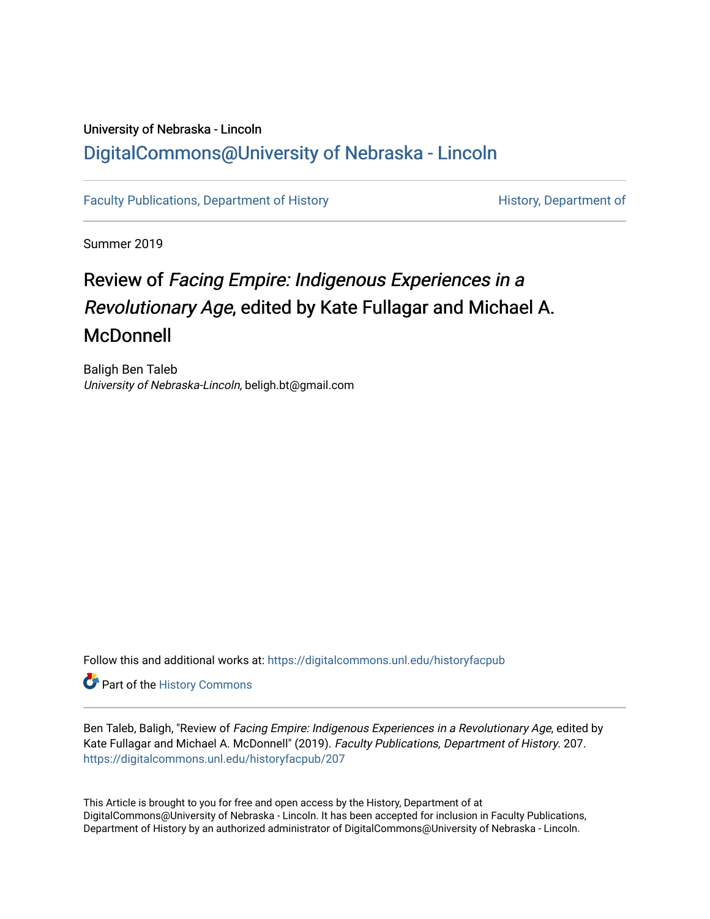University of Nebraska - Lincoln

## DigitalCommons@University of Nebraska - Lincoln

Faculty Publications, Department of History | History, Department of

Summer 2019

# Review of *Facing Empire: Indigenous Experiences in a Revolutionary Age*, edited by Kate Fullagar and Michael A. McDonnell

Baligh Ben Taleb
*University of Nebraska-Lincoln*, beligh.bt@gmail.com

Follow this and additional works at: https://digitalcommons.unl.edu/historyfacpub

Part of the History Commons

Ben Taleb, Baligh, "Review of *Facing Empire: Indigenous Experiences in a Revolutionary Age*, edited by Kate Fullagar and Michael A. McDonnell" (2019). *Faculty Publications, Department of History*. 207.
https://digitalcommons.unl.edu/historyfacpub/207

This Article is brought to you for free and open access by the History, Department of at DigitalCommons@University of Nebraska - Lincoln. It has been accepted for inclusion in Faculty Publications, Department of History by an authorized administrator of DigitalCommons@University of Nebraska - Lincoln.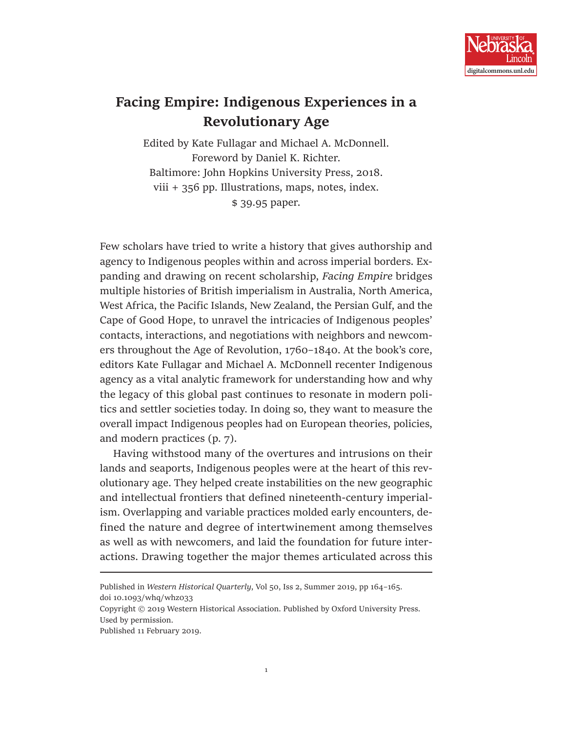# Facing Empire: Indigenous Experiences in a Revolutionary Age

Edited by Kate Fullagar and Michael A. McDonnell.
Foreword by Daniel K. Richter.
Baltimore: John Hopkins University Press, 2018.
viii + 356 pp. Illustrations, maps, notes, index.
$ 39.95 paper.

Few scholars have tried to write a history that gives authorship and agency to Indigenous peoples within and across imperial borders. Expanding and drawing on recent scholarship, *Facing Empire* bridges multiple histories of British imperialism in Australia, North America, West Africa, the Pacific Islands, New Zealand, the Persian Gulf, and the Cape of Good Hope, to unravel the intricacies of Indigenous peoples' contacts, interactions, and negotiations with neighbors and newcomers throughout the Age of Revolution, 1760–1840. At the book's core, editors Kate Fullagar and Michael A. McDonnell recenter Indigenous agency as a vital analytic framework for understanding how and why the legacy of this global past continues to resonate in modern politics and settler societies today. In doing so, they want to measure the overall impact Indigenous peoples had on European theories, policies, and modern practices (p. 7).

Having withstood many of the overtures and intrusions on their lands and seaports, Indigenous peoples were at the heart of this revolutionary age. They helped create instabilities on the new geographic and intellectual frontiers that defined nineteenth-century imperialism. Overlapping and variable practices molded early encounters, defined the nature and degree of intertwinement among themselves as well as with newcomers, and laid the foundation for future interactions. Drawing together the major themes articulated across this

---

Published in *Western Historical Quarterly*, Vol 50, Iss 2, Summer 2019, pp 164–165.
doi 10.1093/whq/whz033

Copyright © 2019 Western Historical Association. Published by Oxford University Press. Used by permission.

Published 11 February 2019.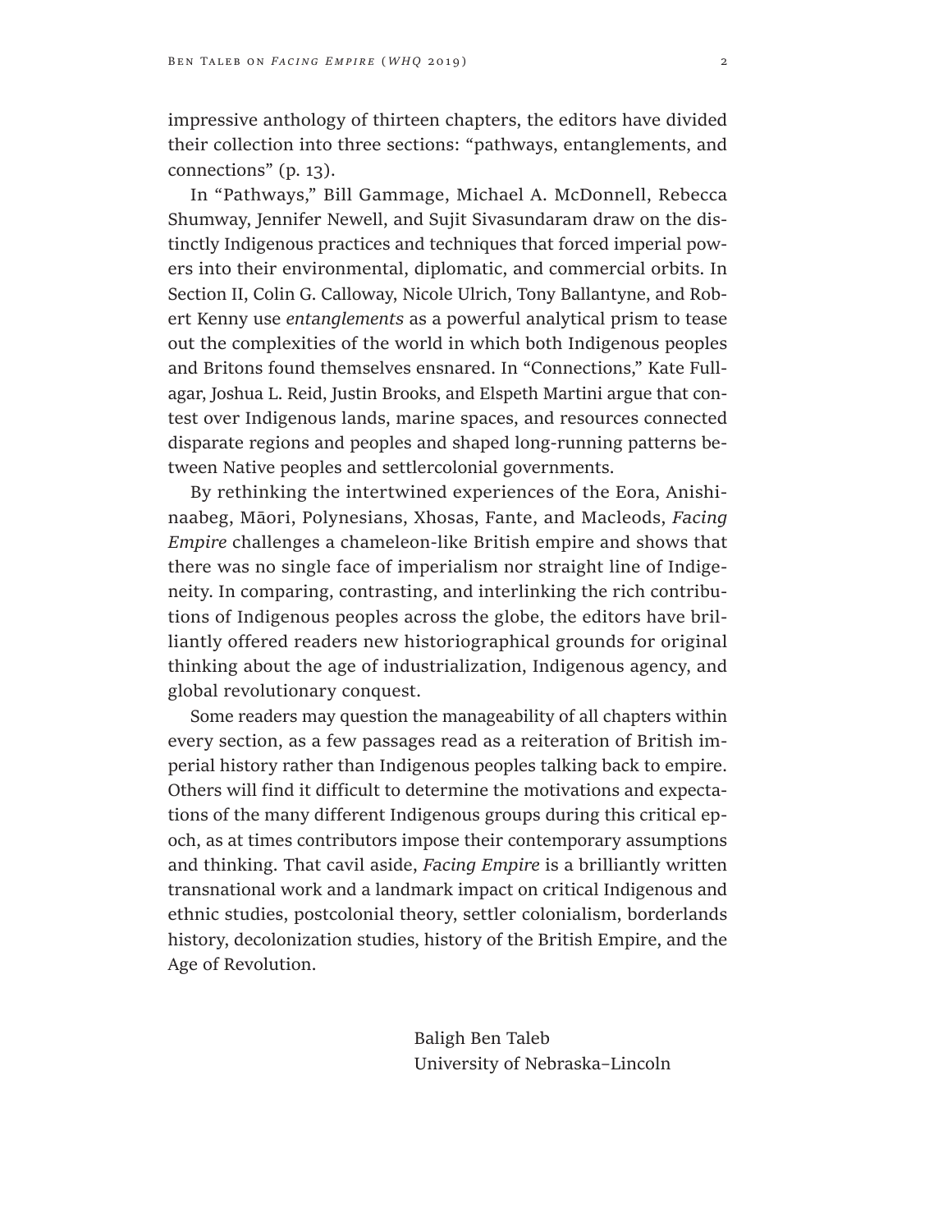impressive anthology of thirteen chapters, the editors have divided their collection into three sections: "pathways, entanglements, and connections" (p. 13).

In "Pathways," Bill Gammage, Michael A. McDonnell, Rebecca Shumway, Jennifer Newell, and Sujit Sivasundaram draw on the distinctly Indigenous practices and techniques that forced imperial powers into their environmental, diplomatic, and commercial orbits. In Section II, Colin G. Calloway, Nicole Ulrich, Tony Ballantyne, and Robert Kenny use *entanglements* as a powerful analytical prism to tease out the complexities of the world in which both Indigenous peoples and Britons found themselves ensnared. In "Connections," Kate Fullagar, Joshua L. Reid, Justin Brooks, and Elspeth Martini argue that contest over Indigenous lands, marine spaces, and resources connected disparate regions and peoples and shaped long-running patterns between Native peoples and settlercolonial governments.

By rethinking the intertwined experiences of the Eora, Anishinaabeg, Māori, Polynesians, Xhosas, Fante, and Macleods, *Facing Empire* challenges a chameleon-like British empire and shows that there was no single face of imperialism nor straight line of Indigeneity. In comparing, contrasting, and interlinking the rich contributions of Indigenous peoples across the globe, the editors have brilliantly offered readers new historiographical grounds for original thinking about the age of industrialization, Indigenous agency, and global revolutionary conquest.

Some readers may question the manageability of all chapters within every section, as a few passages read as a reiteration of British imperial history rather than Indigenous peoples talking back to empire. Others will find it difficult to determine the motivations and expectations of the many different Indigenous groups during this critical epoch, as at times contributors impose their contemporary assumptions and thinking. That cavil aside, *Facing Empire* is a brilliantly written transnational work and a landmark impact on critical Indigenous and ethnic studies, postcolonial theory, settler colonialism, borderlands history, decolonization studies, history of the British Empire, and the Age of Revolution.

Baligh Ben Taleb
University of Nebraska–Lincoln